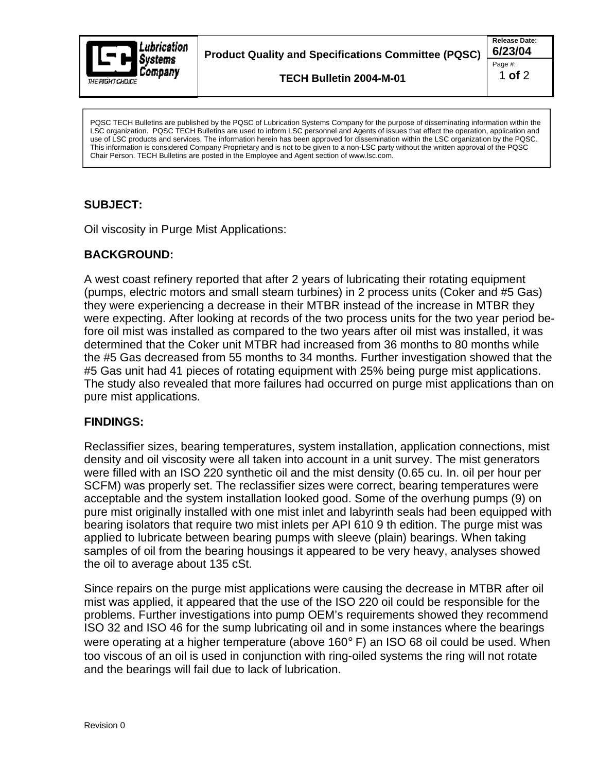**Product Quality and Specifications Committee (PQSC)**

**TECH Bulletin 2004-M-01**

Release Date: **6/23/04**

> PQSC TECH Bulletins are published by the PQSC of Lubrication Systems Company for the purpose of disseminating information within the LSC organization. PQSC TECH Bulletins are used to inform LSC personnel and Agents of issues that effect the operation, application and use of LSC products and services. The information herein has been approved for dissemination within the LSC organization by the PQSC. This information is considered Company Proprietary and is not to be given to a non-LSC party without the written approval of the PQSC Chair Person. TECH Bulletins are posted in the Employee and Agent section of www.lsc.com.

## SUBJECT:

Oil viscosity in Purge Mist Applications:

## BACKGROUND:

A west coast refinery reported that after 2 years of lubricating their rotating equipment (pumps, electric motors and small steam turbines) in 2 process units (Coker and #5 Gas) they were experiencing a decrease in their MTBR instead of the increase in MTBR they were expecting. After looking at records of the two process units for the two year period before oil mist was installed as compared to the two years after oil mist was installed, it was determined that the Coker unit MTBR had increased from 36 months to 80 months while the #5 Gas decreased from 55 months to 34 months. Further investigation showed that the #5 Gas unit had 41 pieces of rotating equipment with 25% being purge mist applications. The study also revealed that more failures had occurred on purge mist applications than on pure mist applications.

## FINDINGS:

Reclassifier sizes, bearing temperatures, system installation, application connections, mist density and oil viscosity were all taken into account in a unit survey. The mist generators were filled with an ISO 220 synthetic oil and the mist density (0.65 cu. In. oil per hour per SCFM) was properly set. The reclassifier sizes were correct, bearing temperatures were acceptable and the system installation looked good. Some of the overhung pumps (9) on pure mist originally installed with one mist inlet and labyrinth seals had been equipped with bearing isolators that require two mist inlets per API 610 9 th edition. The purge mist was applied to lubricate between bearing pumps with sleeve (plain) bearings. When taking samples of oil from the bearing housings it appeared to be very heavy, analyses showed the oil to average about 135 cSt.

Since repairs on the purge mist applications were causing the decrease in MTBR after oil mist was applied, it appeared that the use of the ISO 220 oil could be responsible for the problems. Further investigations into pump OEM's requirements showed they recommend ISO 32 and ISO 46 for the sump lubricating oil and in some instances where the bearings were operating at a higher temperature (above 160° F) an ISO 68 oil could be used. When too viscous of an oil is used in conjunction with ring-oiled systems the ring will not rotate and the bearings will fail due to lack of lubrication.

Revision 0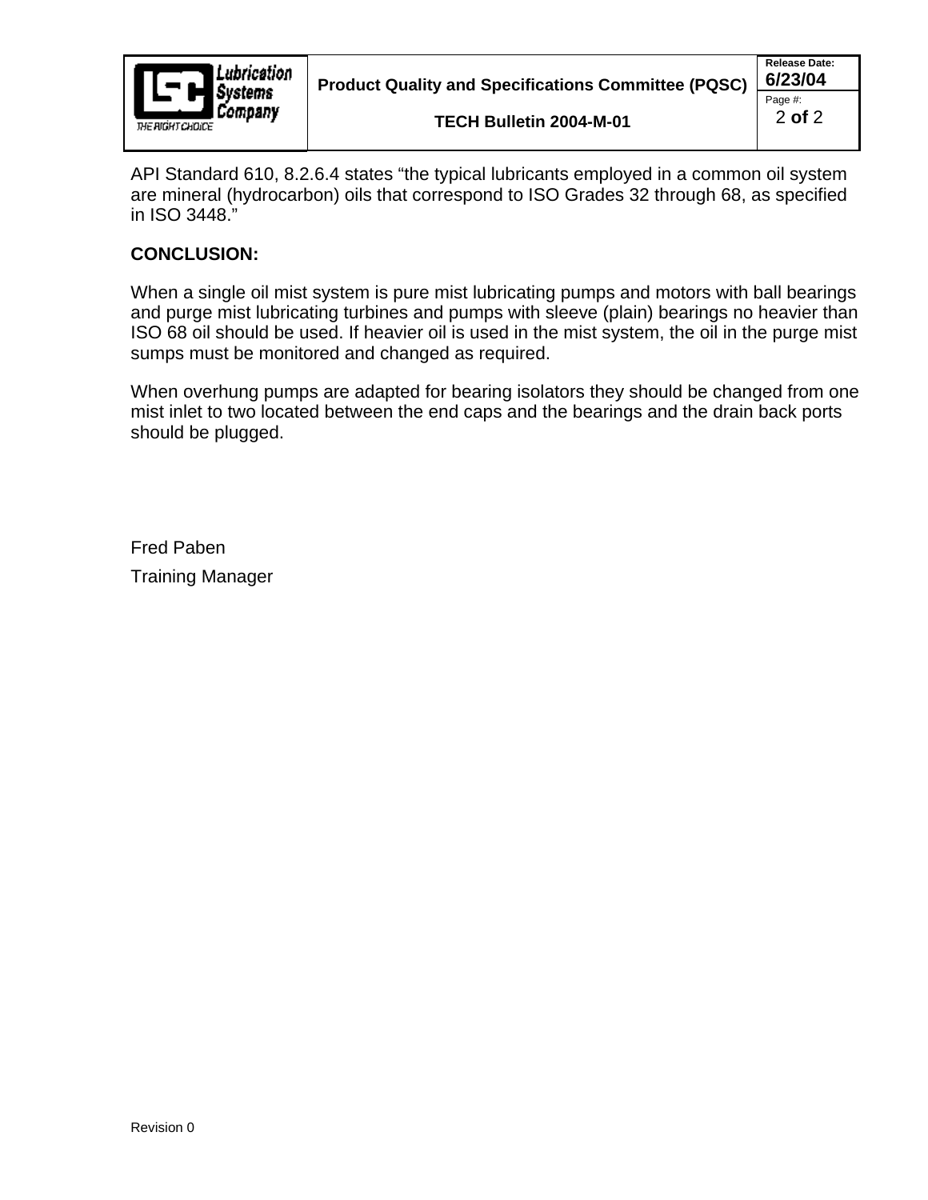API Standard 610, 8.2.6.4 states "the typical lubricants employed in a common oil system are mineral (hydrocarbon) oils that correspond to ISO Grades 32 through 68, as specified in ISO 3448."

**CONCLUSION:**

When a single oil mist system is pure mist lubricating pumps and motors with ball bearings and purge mist lubricating turbines and pumps with sleeve (plain) bearings no heavier than ISO 68 oil should be used. If heavier oil is used in the mist system, the oil in the purge mist sumps must be monitored and changed as required.

When overhung pumps are adapted for bearing isolators they should be changed from one mist inlet to two located between the end caps and the bearings and the drain back ports should be plugged.

Fred Paben

Training Manager

Revision 0